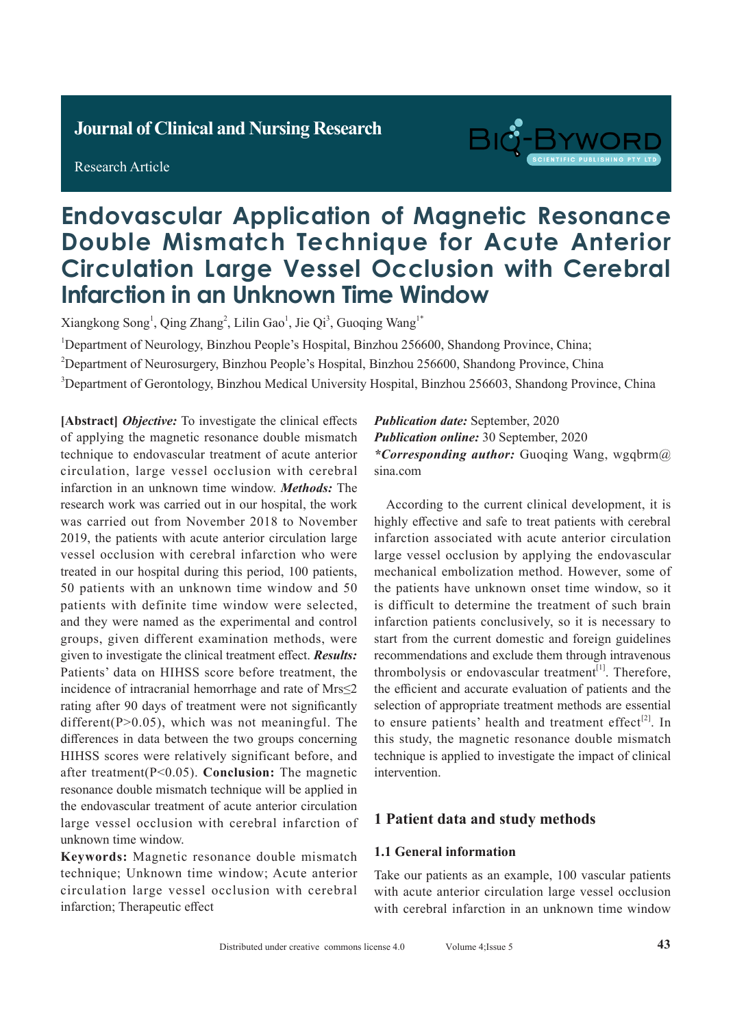Journal of Clinical and Nursing Research

Research Article

# Endovascular Application of Magnetic Resonance Double Mismatch Technique for Acute Anterior Circulation Large Vessel Occlusion with Cerebral Infarction in an Unknown Time Window

Xiangkong Song[1], Qing Zhang[2], Lilin Gao[1], Jie Qi[3], Guoqing Wang[1*]

[1]Department of Neurology, Binzhou People's Hospital, Binzhou 256600, Shandong Province, China;

[2]Department of Neurosurgery, Binzhou People's Hospital, Binzhou 256600, Shandong Province, China

[3]Department of Gerontology, Binzhou Medical University Hospital, Binzhou 256603, Shandong Province, China

**[Abstract]** ***Objective:*** To investigate the clinical effects of applying the magnetic resonance double mismatch technique to endovascular treatment of acute anterior circulation, large vessel occlusion with cerebral infarction in an unknown time window. ***Methods:*** The research work was carried out in our hospital, the work was carried out from November 2018 to November 2019, the patients with acute anterior circulation large vessel occlusion with cerebral infarction who were treated in our hospital during this period, 100 patients, 50 patients with an unknown time window and 50 patients with definite time window were selected, and they were named as the experimental and control groups, given different examination methods, were given to investigate the clinical treatment effect. ***Results:*** Patients' data on HIHSS score before treatment, the incidence of intracranial hemorrhage and rate of Mrs≤2 rating after 90 days of treatment were not significantly different(P>0.05), which was not meaningful. The differences in data between the two groups concerning HIHSS scores were relatively significant before, and after treatment(P<0.05). **Conclusion:** The magnetic resonance double mismatch technique will be applied in the endovascular treatment of acute anterior circulation large vessel occlusion with cerebral infarction of unknown time window.

**Keywords:** Magnetic resonance double mismatch technique; Unknown time window; Acute anterior circulation large vessel occlusion with cerebral infarction; Therapeutic effect

***Publication date:*** September, 2020

***Publication online:*** 30 September, 2020

***\*Corresponding author:*** Guoqing Wang, wgqbrm@sina.com

According to the current clinical development, it is highly effective and safe to treat patients with cerebral infarction associated with acute anterior circulation large vessel occlusion by applying the endovascular mechanical embolization method. However, some of the patients have unknown onset time window, so it is difficult to determine the treatment of such brain infarction patients conclusively, so it is necessary to start from the current domestic and foreign guidelines recommendations and exclude them through intravenous thrombolysis or endovascular treatment[1]. Therefore, the efficient and accurate evaluation of patients and the selection of appropriate treatment methods are essential to ensure patients' health and treatment effect[2]. In this study, the magnetic resonance double mismatch technique is applied to investigate the impact of clinical intervention.

## 1 Patient data and study methods

### 1.1 General information

Take our patients as an example, 100 vascular patients with acute anterior circulation large vessel occlusion with cerebral infarction in an unknown time window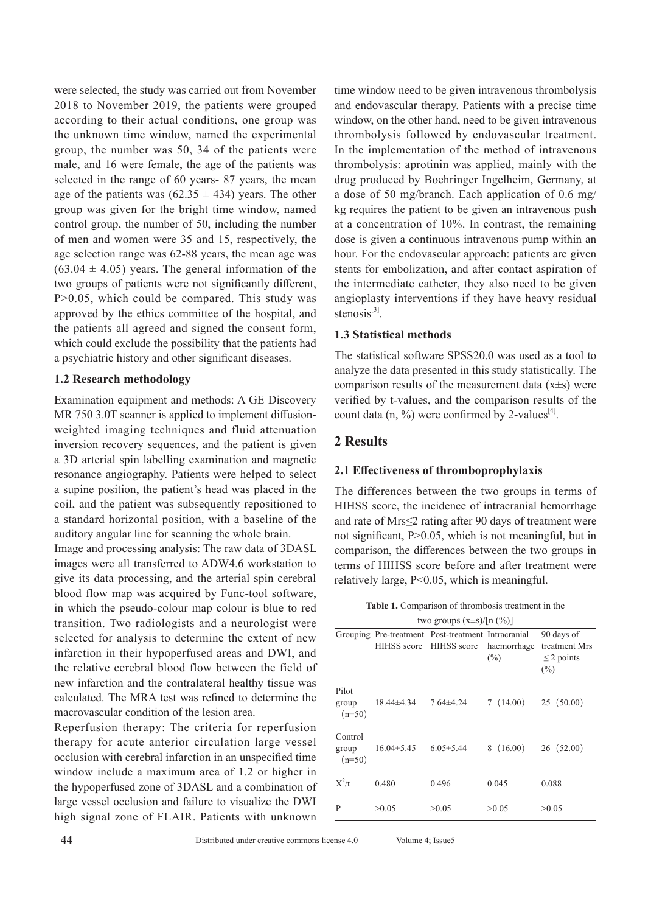were selected, the study was carried out from November 2018 to November 2019, the patients were grouped according to their actual conditions, one group was the unknown time window, named the experimental group, the number was 50, 34 of the patients were male, and 16 were female, the age of the patients was selected in the range of 60 years- 87 years, the mean age of the patients was (62.35 ± 434) years. The other group was given for the bright time window, named control group, the number of 50, including the number of men and women were 35 and 15, respectively, the age selection range was 62-88 years, the mean age was (63.04 ± 4.05) years. The general information of the two groups of patients were not significantly different, P>0.05, which could be compared. This study was approved by the ethics committee of the hospital, and the patients all agreed and signed the consent form, which could exclude the possibility that the patients had a psychiatric history and other significant diseases.

### 1.2 Research methodology

Examination equipment and methods: A GE Discovery MR 750 3.0T scanner is applied to implement diffusion-weighted imaging techniques and fluid attenuation inversion recovery sequences, and the patient is given a 3D arterial spin labelling examination and magnetic resonance angiography. Patients were helped to select a supine position, the patient's head was placed in the coil, and the patient was subsequently repositioned to a standard horizontal position, with a baseline of the auditory angular line for scanning the whole brain.

Image and processing analysis: The raw data of 3DASL images were all transferred to ADW4.6 workstation to give its data processing, and the arterial spin cerebral blood flow map was acquired by Func-tool software, in which the pseudo-colour map colour is blue to red transition. Two radiologists and a neurologist were selected for analysis to determine the extent of new infarction in their hypoperfused areas and DWI, and the relative cerebral blood flow between the field of new infarction and the contralateral healthy tissue was calculated. The MRA test was refined to determine the macrovascular condition of the lesion area.

Reperfusion therapy: The criteria for reperfusion therapy for acute anterior circulation large vessel occlusion with cerebral infarction in an unspecified time window include a maximum area of 1.2 or higher in the hypoperfused zone of 3DASL and a combination of large vessel occlusion and failure to visualize the DWI high signal zone of FLAIR. Patients with unknown time window need to be given intravenous thrombolysis and endovascular therapy. Patients with a precise time window, on the other hand, need to be given intravenous thrombolysis followed by endovascular treatment. In the implementation of the method of intravenous thrombolysis: aprotinin was applied, mainly with the drug produced by Boehringer Ingelheim, Germany, at a dose of 50 mg/branch. Each application of 0.6 mg/kg requires the patient to be given an intravenous push at a concentration of 10%. In contrast, the remaining dose is given a continuous intravenous pump within an hour. For the endovascular approach: patients are given stents for embolization, and after contact aspiration of the intermediate catheter, they also need to be given angioplasty interventions if they have heavy residual stenosis[3].

### 1.3 Statistical methods

The statistical software SPSS20.0 was used as a tool to analyze the data presented in this study statistically. The comparison results of the measurement data (x±s) were verified by t-values, and the comparison results of the count data (n, %) were confirmed by 2-values[4].

## 2 Results

### 2.1 Effectiveness of thromboprophylaxis

The differences between the two groups in terms of HIHSS score, the incidence of intracranial hemorrhage and rate of Mrs≤2 rating after 90 days of treatment were not significant, P>0.05, which is not meaningful, but in comparison, the differences between the two groups in terms of HIHSS score before and after treatment were relatively large, P<0.05, which is meaningful.

**Table 1.** Comparison of thrombosis treatment in the two groups (x±s)/[n (%)]

| Grouping | Pre-treatment HIHSS score | Post-treatment HIHSS score | Intracranial haemorrhage (%) | 90 days of treatment Mrs ≤ 2 points (%) |
|---|---|---|---|---|
| Pilot group (n=50) | 18.44±4.34 | 7.64±4.24 | 7 (14.00) | 25 (50.00) |
| Control group (n=50) | 16.04±5.45 | 6.05±5.44 | 8 (16.00) | 26 (52.00) |
| $X^2$/t | 0.480 | 0.496 | 0.045 | 0.088 |
| P | >0.05 | >0.05 | >0.05 | >0.05 |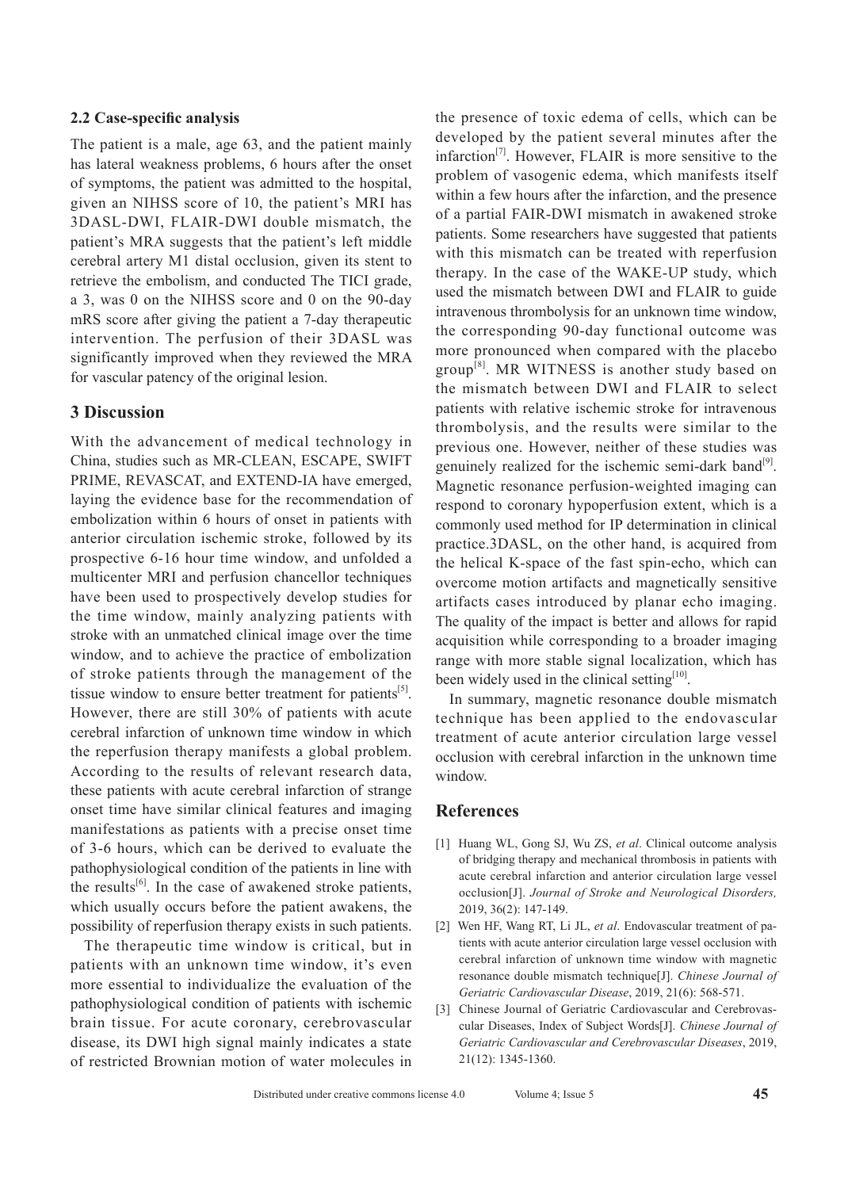### 2.2 Case-specific analysis

The patient is a male, age 63, and the patient mainly has lateral weakness problems, 6 hours after the onset of symptoms, the patient was admitted to the hospital, given an NIHSS score of 10, the patient's MRI has 3DASL-DWI, FLAIR-DWI double mismatch, the patient's MRA suggests that the patient's left middle cerebral artery M1 distal occlusion, given its stent to retrieve the embolism, and conducted The TICI grade, a 3, was 0 on the NIHSS score and 0 on the 90-day mRS score after giving the patient a 7-day therapeutic intervention. The perfusion of their 3DASL was significantly improved when they reviewed the MRA for vascular patency of the original lesion.

## 3 Discussion

With the advancement of medical technology in China, studies such as MR-CLEAN, ESCAPE, SWIFT PRIME, REVASCAT, and EXTEND-IA have emerged, laying the evidence base for the recommendation of embolization within 6 hours of onset in patients with anterior circulation ischemic stroke, followed by its prospective 6-16 hour time window, and unfolded a multicenter MRI and perfusion chancellor techniques have been used to prospectively develop studies for the time window, mainly analyzing patients with stroke with an unmatched clinical image over the time window, and to achieve the practice of embolization of stroke patients through the management of the tissue window to ensure better treatment for patients[5]. However, there are still 30% of patients with acute cerebral infarction of unknown time window in which the reperfusion therapy manifests a global problem. According to the results of relevant research data, these patients with acute cerebral infarction of strange onset time have similar clinical features and imaging manifestations as patients with a precise onset time of 3-6 hours, which can be derived to evaluate the pathophysiological condition of the patients in line with the results[6]. In the case of awakened stroke patients, which usually occurs before the patient awakens, the possibility of reperfusion therapy exists in such patients.

The therapeutic time window is critical, but in patients with an unknown time window, it's even more essential to individualize the evaluation of the pathophysiological condition of patients with ischemic brain tissue. For acute coronary, cerebrovascular disease, its DWI high signal mainly indicates a state of restricted Brownian motion of water molecules in the presence of toxic edema of cells, which can be developed by the patient several minutes after the infarction[7]. However, FLAIR is more sensitive to the problem of vasogenic edema, which manifests itself within a few hours after the infarction, and the presence of a partial FAIR-DWI mismatch in awakened stroke patients. Some researchers have suggested that patients with this mismatch can be treated with reperfusion therapy. In the case of the WAKE-UP study, which used the mismatch between DWI and FLAIR to guide intravenous thrombolysis for an unknown time window, the corresponding 90-day functional outcome was more pronounced when compared with the placebo group[8]. MR WITNESS is another study based on the mismatch between DWI and FLAIR to select patients with relative ischemic stroke for intravenous thrombolysis, and the results were similar to the previous one. However, neither of these studies was genuinely realized for the ischemic semi-dark band[9]. Magnetic resonance perfusion-weighted imaging can respond to coronary hypoperfusion extent, which is a commonly used method for IP determination in clinical practice.3DASL, on the other hand, is acquired from the helical K-space of the fast spin-echo, which can overcome motion artifacts and magnetically sensitive artifacts cases introduced by planar echo imaging. The quality of the impact is better and allows for rapid acquisition while corresponding to a broader imaging range with more stable signal localization, which has been widely used in the clinical setting[10].

In summary, magnetic resonance double mismatch technique has been applied to the endovascular treatment of acute anterior circulation large vessel occlusion with cerebral infarction in the unknown time window.

## References

[1] Huang WL, Gong SJ, Wu ZS, *et al*. Clinical outcome analysis of bridging therapy and mechanical thrombosis in patients with acute cerebral infarction and anterior circulation large vessel occlusion[J]. *Journal of Stroke and Neurological Disorders,* 2019, 36(2): 147-149.

[2] Wen HF, Wang RT, Li JL, *et al*. Endovascular treatment of patients with acute anterior circulation large vessel occlusion with cerebral infarction of unknown time window with magnetic resonance double mismatch technique[J]. *Chinese Journal of Geriatric Cardiovascular Disease*, 2019, 21(6): 568-571.

[3] Chinese Journal of Geriatric Cardiovascular and Cerebrovascular Diseases, Index of Subject Words[J]. *Chinese Journal of Geriatric Cardiovascular and Cerebrovascular Diseases*, 2019, 21(12): 1345-1360.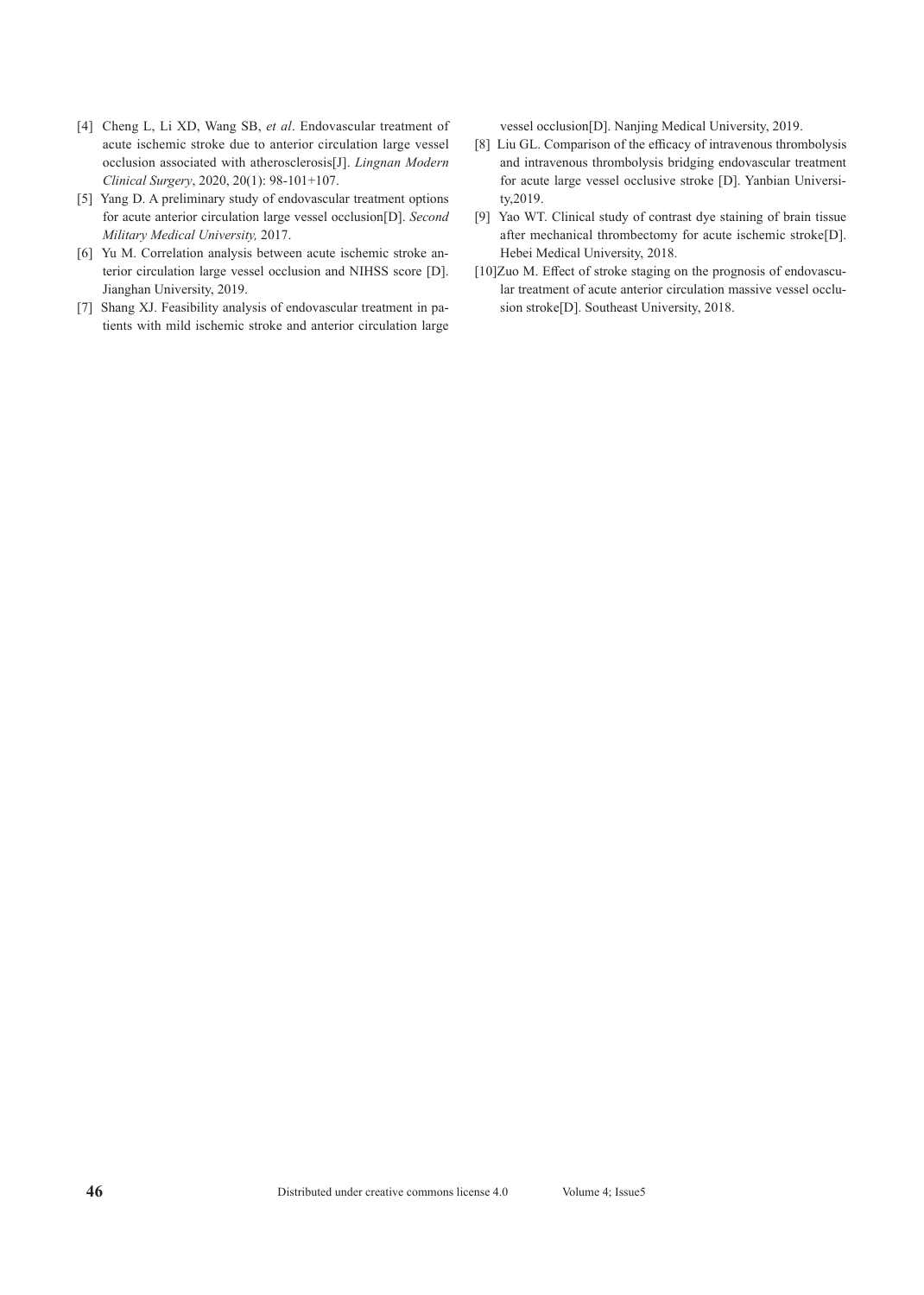[4] Cheng L, Li XD, Wang SB, *et al*. Endovascular treatment of acute ischemic stroke due to anterior circulation large vessel occlusion associated with atherosclerosis[J]. *Lingnan Modern Clinical Surgery*, 2020, 20(1): 98-101+107.

[5] Yang D. A preliminary study of endovascular treatment options for acute anterior circulation large vessel occlusion[D]. *Second Military Medical University,* 2017.

[6] Yu M. Correlation analysis between acute ischemic stroke anterior circulation large vessel occlusion and NIHSS score [D]. Jianghan University, 2019.

[7] Shang XJ. Feasibility analysis of endovascular treatment in patients with mild ischemic stroke and anterior circulation large vessel occlusion[D]. Nanjing Medical University, 2019.

[8] Liu GL. Comparison of the efficacy of intravenous thrombolysis and intravenous thrombolysis bridging endovascular treatment for acute large vessel occlusive stroke [D]. Yanbian University,2019.

[9] Yao WT. Clinical study of contrast dye staining of brain tissue after mechanical thrombectomy for acute ischemic stroke[D]. Hebei Medical University, 2018.

[10]Zuo M. Effect of stroke staging on the prognosis of endovascular treatment of acute anterior circulation massive vessel occlusion stroke[D]. Southeast University, 2018.